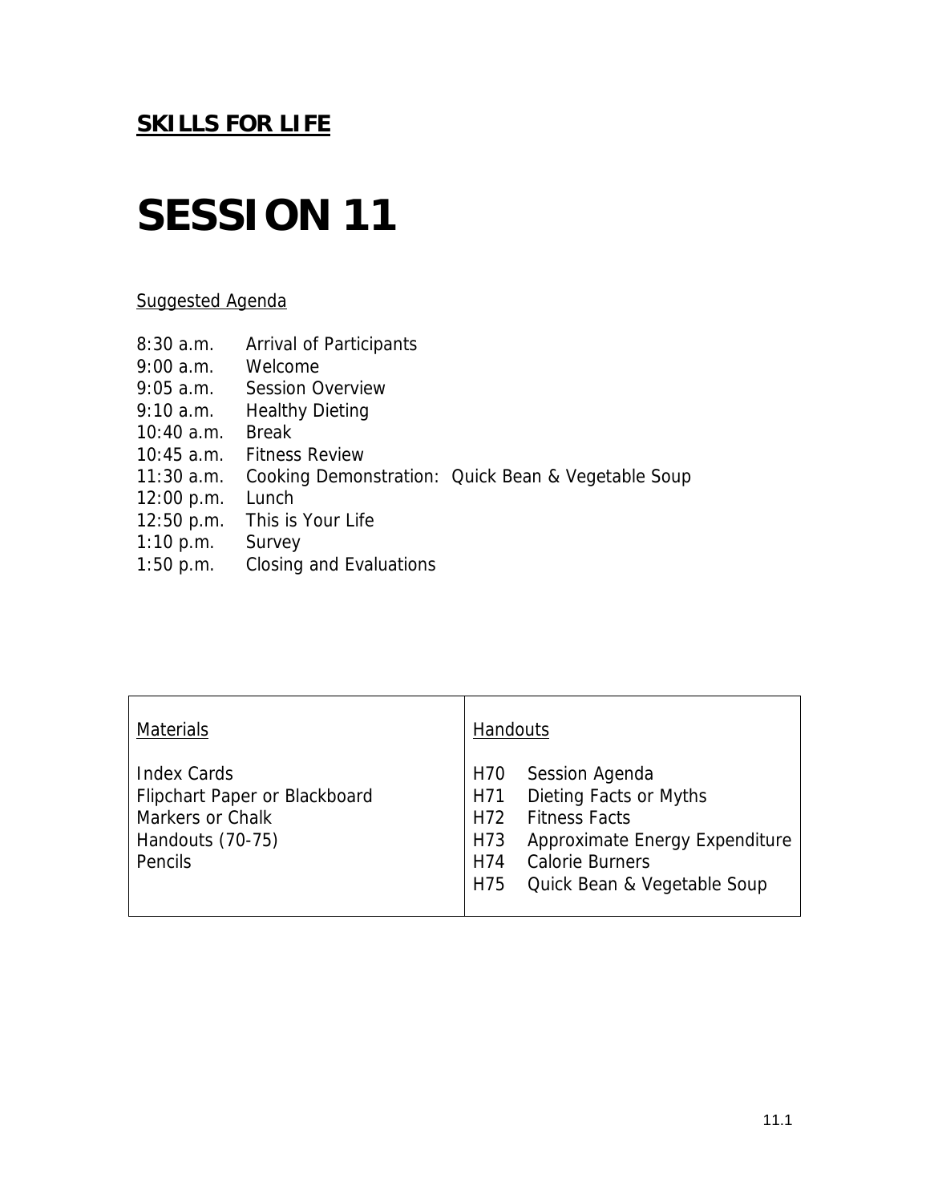**SKILLS FOR LIFE**

# SESSION 11

Suggested Agenda

| | |
|---|---|
| 8:30 a.m. | Arrival of Participants |
| 9:00 a.m. | Welcome |
| 9:05 a.m. | Session Overview |
| 9:10 a.m. | Healthy Dieting |
| 10:40 a.m. | Break |
| 10:45 a.m. | Fitness Review |
| 11:30 a.m. | Cooking Demonstration: Quick Bean & Vegetable Soup |
| 12:00 p.m. | Lunch |
| 12:50 p.m. | This is Your Life |
| 1:10 p.m. | Survey |
| 1:50 p.m. | Closing and Evaluations |

| Materials | Handouts |
|---|---|
| Index Cards<br>Flipchart Paper or Blackboard<br>Markers or Chalk<br>Handouts (70-75)<br>Pencils | H70 Session Agenda<br>H71 Dieting Facts or Myths<br>H72 Fitness Facts<br>H73 Approximate Energy Expenditure<br>H74 Calorie Burners<br>H75 Quick Bean & Vegetable Soup |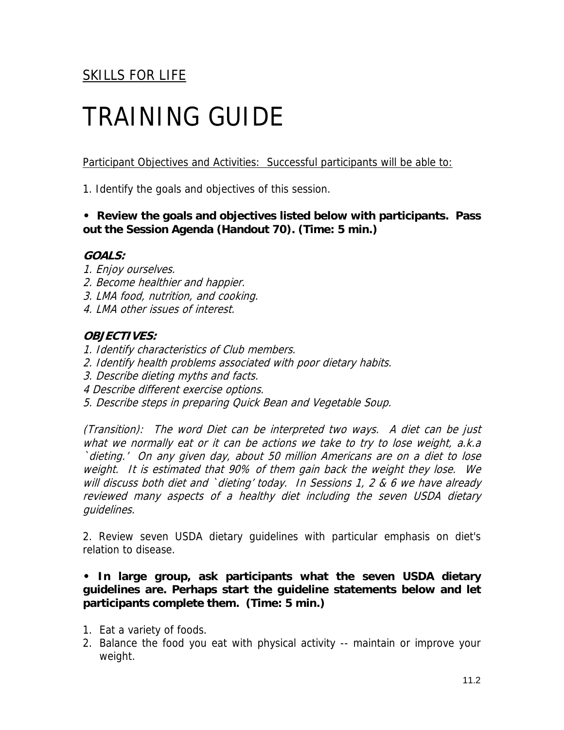<u>SKILLS FOR LIFE</u>

# TRAINING GUIDE

<u>Participant Objectives and Activities: Successful participants will be able to:</u>

1. Identify the goals and objectives of this session.

**• Review the goals and objectives listed below with participants. Pass out the Session Agenda (Handout 70). (Time: 5 min.)**

***GOALS:***

*1. Enjoy ourselves.*
*2. Become healthier and happier.*
*3. LMA food, nutrition, and cooking.*
*4. LMA other issues of interest.*

***OBJECTIVES:***

*1. Identify characteristics of Club members.*
*2. Identify health problems associated with poor dietary habits.*
*3. Describe dieting myths and facts.*
*4 Describe different exercise options.*
*5. Describe steps in preparing Quick Bean and Vegetable Soup.*

*(Transition): The word Diet can be interpreted two ways. A diet can be just what we normally eat or it can be actions we take to try to lose weight, a.k.a `dieting.' On any given day, about 50 million Americans are on a diet to lose weight. It is estimated that 90% of them gain back the weight they lose. We will discuss both diet and `dieting' today. In Sessions 1, 2 & 6 we have already reviewed many aspects of a healthy diet including the seven USDA dietary guidelines.*

2. Review seven USDA dietary guidelines with particular emphasis on diet's relation to disease.

**• In large group, ask participants what the seven USDA dietary guidelines are. Perhaps start the guideline statements below and let participants complete them. (Time: 5 min.)**

1. Eat a variety of foods.
2. Balance the food you eat with physical activity -- maintain or improve your weight.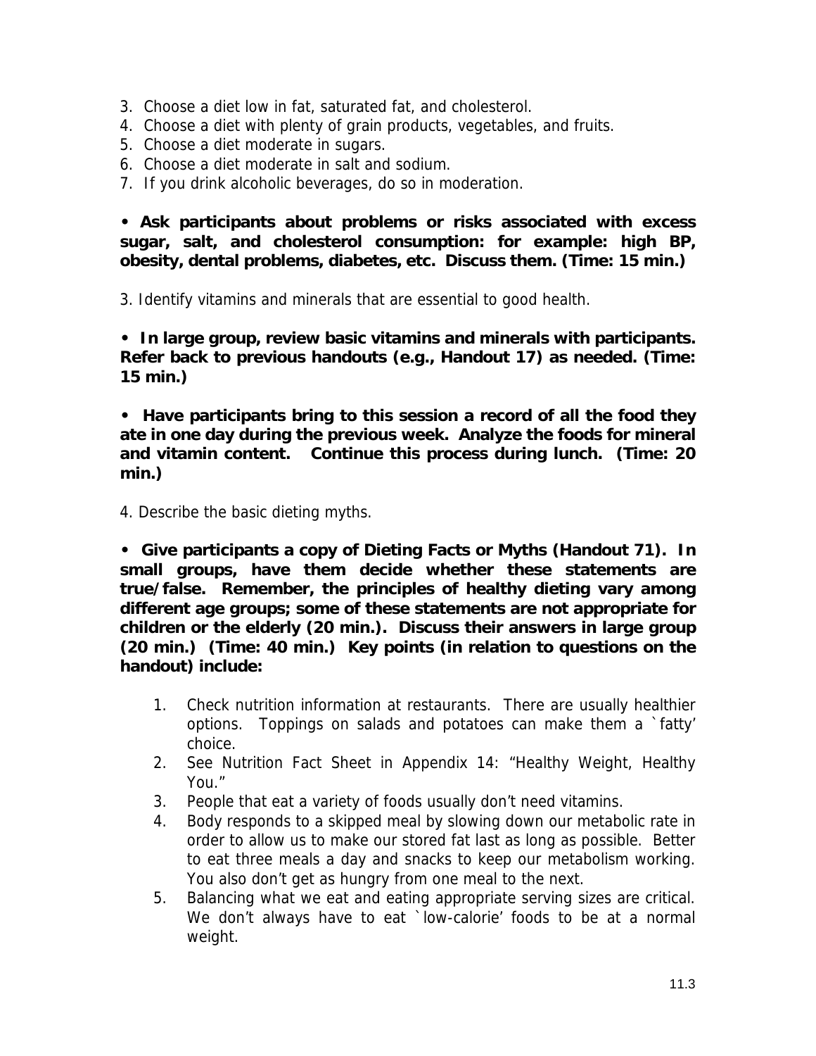3. Choose a diet low in fat, saturated fat, and cholesterol.
4. Choose a diet with plenty of grain products, vegetables, and fruits.
5. Choose a diet moderate in sugars.
6. Choose a diet moderate in salt and sodium.
7. If you drink alcoholic beverages, do so in moderation.

**• Ask participants about problems or risks associated with excess sugar, salt, and cholesterol consumption: for example: high BP, obesity, dental problems, diabetes, etc. Discuss them. (Time: 15 min.)**

3. Identify vitamins and minerals that are essential to good health.

**• In large group, review basic vitamins and minerals with participants. Refer back to previous handouts (e.g., Handout 17) as needed. (Time: 15 min.)**

**• Have participants bring to this session a record of all the food they ate in one day during the previous week. Analyze the foods for mineral and vitamin content. Continue this process during lunch. (Time: 20 min.)**

4. Describe the basic dieting myths.

**• Give participants a copy of Dieting Facts or Myths (Handout 71). In small groups, have them decide whether these statements are true/false. Remember, the principles of healthy dieting vary among different age groups; some of these statements are not appropriate for children or the elderly (20 min.). Discuss their answers in large group (20 min.) (Time: 40 min.) Key points (in relation to questions on the handout) include:**

1. Check nutrition information at restaurants. There are usually healthier options. Toppings on salads and potatoes can make them a `fatty' choice.
2. See Nutrition Fact Sheet in Appendix 14: "Healthy Weight, Healthy You."
3. People that eat a variety of foods usually don't need vitamins.
4. Body responds to a skipped meal by slowing down our metabolic rate in order to allow us to make our stored fat last as long as possible. Better to eat three meals a day and snacks to keep our metabolism working. You also don't get as hungry from one meal to the next.
5. Balancing what we eat and eating appropriate serving sizes are critical. We don't always have to eat `low-calorie' foods to be at a normal weight.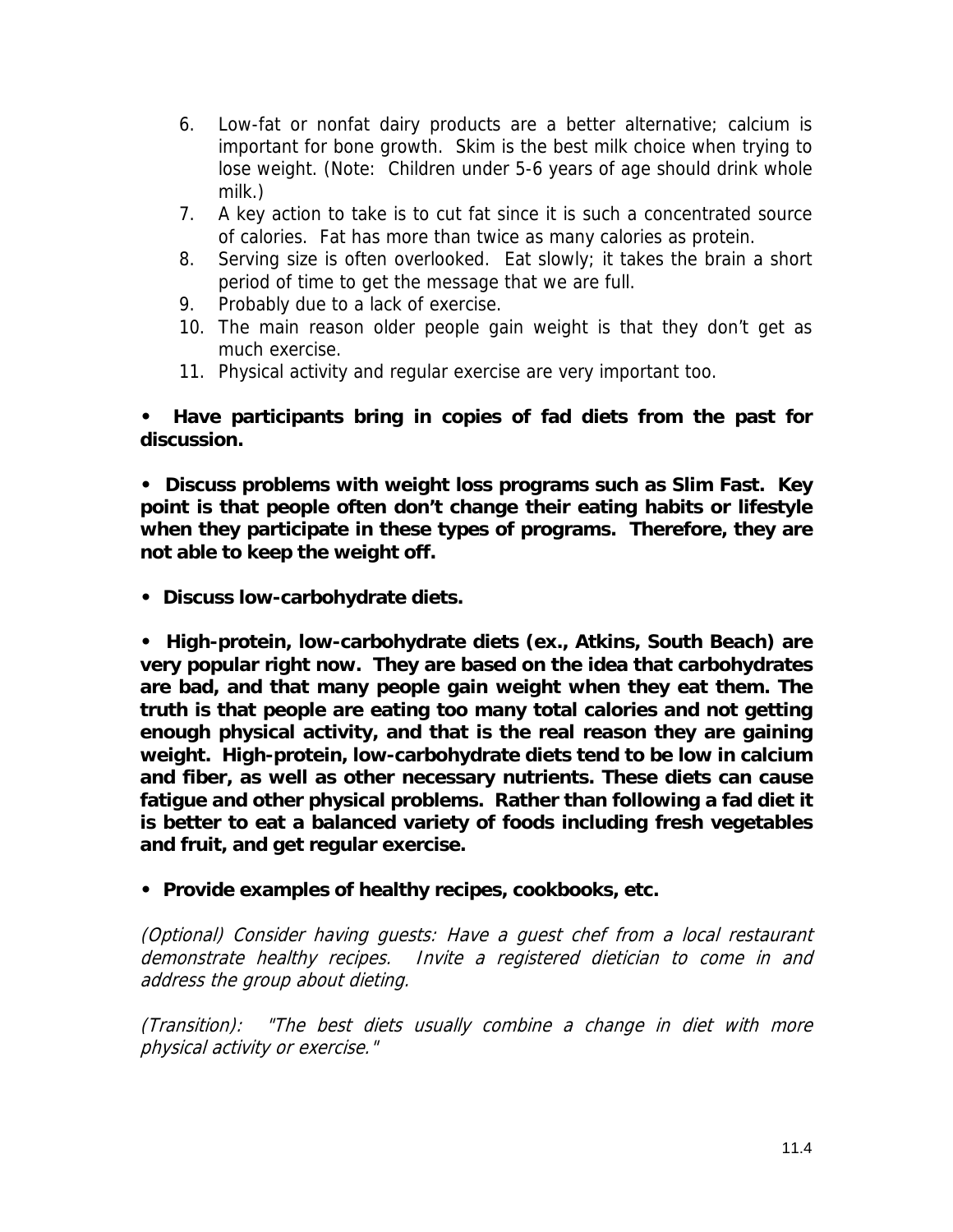6. Low-fat or nonfat dairy products are a better alternative; calcium is important for bone growth. Skim is the best milk choice when trying to lose weight. (Note: Children under 5-6 years of age should drink whole milk.)
7. A key action to take is to cut fat since it is such a concentrated source of calories. Fat has more than twice as many calories as protein.
8. Serving size is often overlooked. Eat slowly; it takes the brain a short period of time to get the message that we are full.
9. Probably due to a lack of exercise.
10. The main reason older people gain weight is that they don't get as much exercise.
11. Physical activity and regular exercise are very important too.

- **Have participants bring in copies of fad diets from the past for discussion.**

- **Discuss problems with weight loss programs such as Slim Fast. Key point is that people often don't change their eating habits or lifestyle when they participate in these types of programs. Therefore, they are not able to keep the weight off.**

- **Discuss low-carbohydrate diets.**

- **High-protein, low-carbohydrate diets (ex., Atkins, South Beach) are very popular right now. They are based on the idea that carbohydrates are bad, and that many people gain weight when they eat them. The truth is that people are eating too many total calories and not getting enough physical activity, and that is the real reason they are gaining weight. High-protein, low-carbohydrate diets tend to be low in calcium and fiber, as well as other necessary nutrients. These diets can cause fatigue and other physical problems. Rather than following a fad diet it is better to eat a balanced variety of foods including fresh vegetables and fruit, and get regular exercise.**

- **Provide examples of healthy recipes, cookbooks, etc.**

*(Optional) Consider having guests: Have a guest chef from a local restaurant demonstrate healthy recipes. Invite a registered dietician to come in and address the group about dieting.*

*(Transition): "The best diets usually combine a change in diet with more physical activity or exercise."*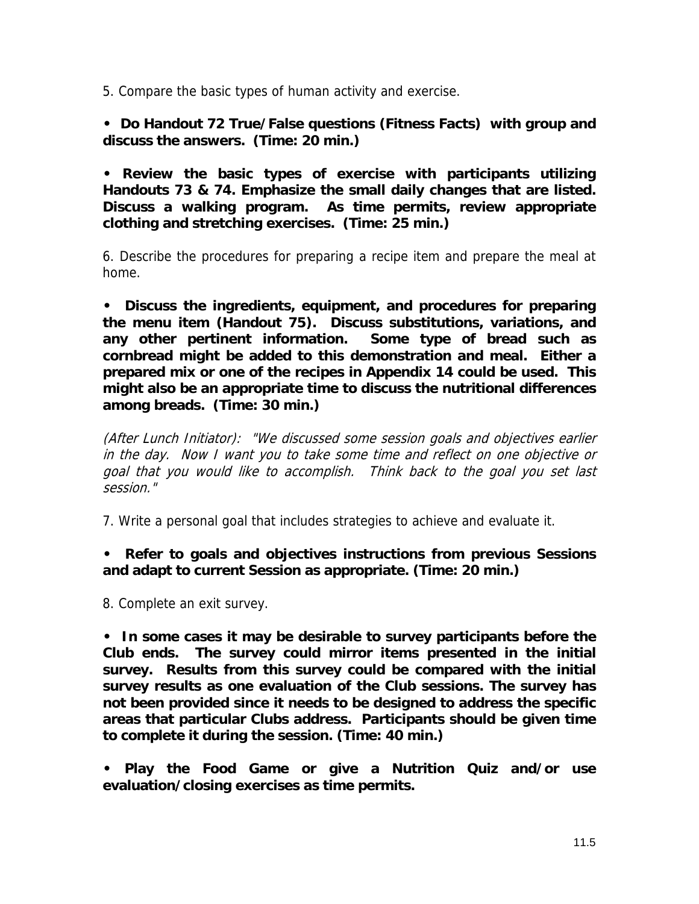5. Compare the basic types of human activity and exercise.

- **Do Handout 72 True/False questions (Fitness Facts) with group and discuss the answers. (Time: 20 min.)**

- **Review the basic types of exercise with participants utilizing Handouts 73 & 74. Emphasize the small daily changes that are listed. Discuss a walking program. As time permits, review appropriate clothing and stretching exercises. (Time: 25 min.)**

6. Describe the procedures for preparing a recipe item and prepare the meal at home.

- **Discuss the ingredients, equipment, and procedures for preparing the menu item (Handout 75). Discuss substitutions, variations, and any other pertinent information. Some type of bread such as cornbread might be added to this demonstration and meal. Either a prepared mix or one of the recipes in Appendix 14 could be used. This might also be an appropriate time to discuss the nutritional differences among breads. (Time: 30 min.)**

*(After Lunch Initiator): "We discussed some session goals and objectives earlier in the day. Now I want you to take some time and reflect on one objective or goal that you would like to accomplish. Think back to the goal you set last session."*

7. Write a personal goal that includes strategies to achieve and evaluate it.

- **Refer to goals and objectives instructions from previous Sessions and adapt to current Session as appropriate. (Time: 20 min.)**

8. Complete an exit survey.

- **In some cases it may be desirable to survey participants before the Club ends. The survey could mirror items presented in the initial survey. Results from this survey could be compared with the initial survey results as one evaluation of the Club sessions. The survey has not been provided since it needs to be designed to address the specific areas that particular Clubs address. Participants should be given time to complete it during the session. (Time: 40 min.)**

- **Play the Food Game or give a Nutrition Quiz and/or use evaluation/closing exercises as time permits.**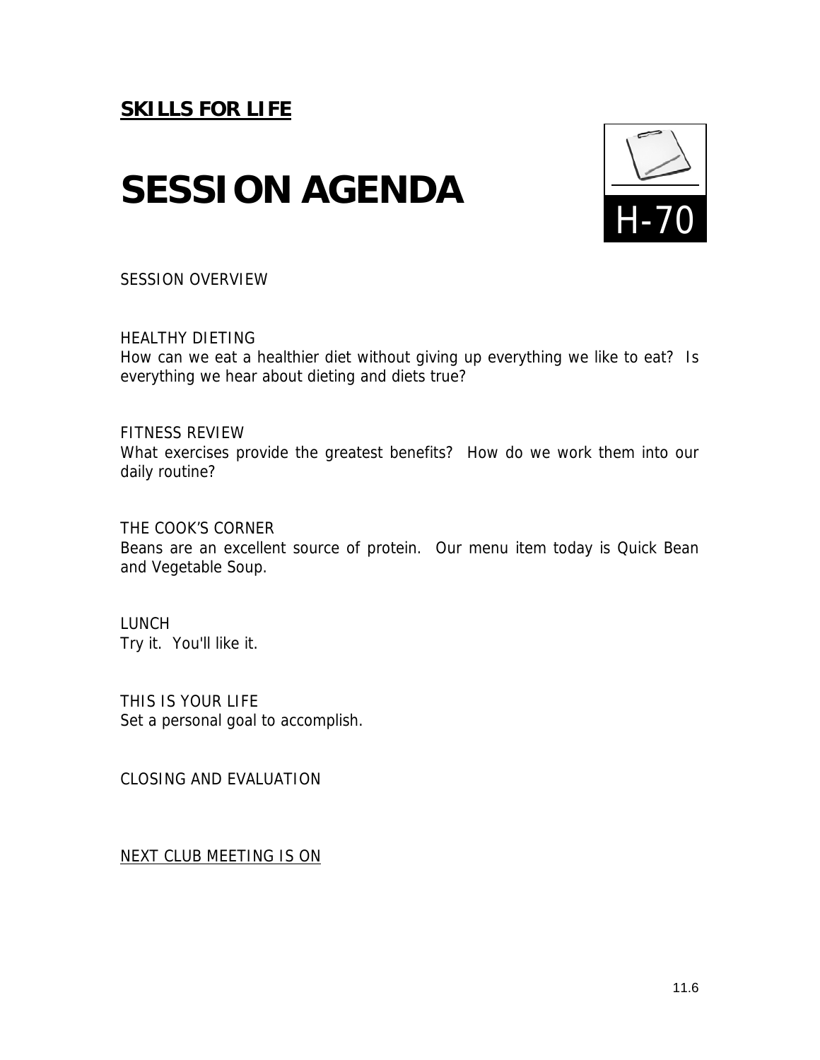**SKILLS FOR LIFE**

# SESSION AGENDA

H-70

SESSION OVERVIEW

HEALTHY DIETING
How can we eat a healthier diet without giving up everything we like to eat? Is everything we hear about dieting and diets true?

FITNESS REVIEW
What exercises provide the greatest benefits? How do we work them into our daily routine?

THE COOK'S CORNER
Beans are an excellent source of protein. Our menu item today is Quick Bean and Vegetable Soup.

LUNCH
Try it. You'll like it.

THIS IS YOUR LIFE
Set a personal goal to accomplish.

CLOSING AND EVALUATION

NEXT CLUB MEETING IS ON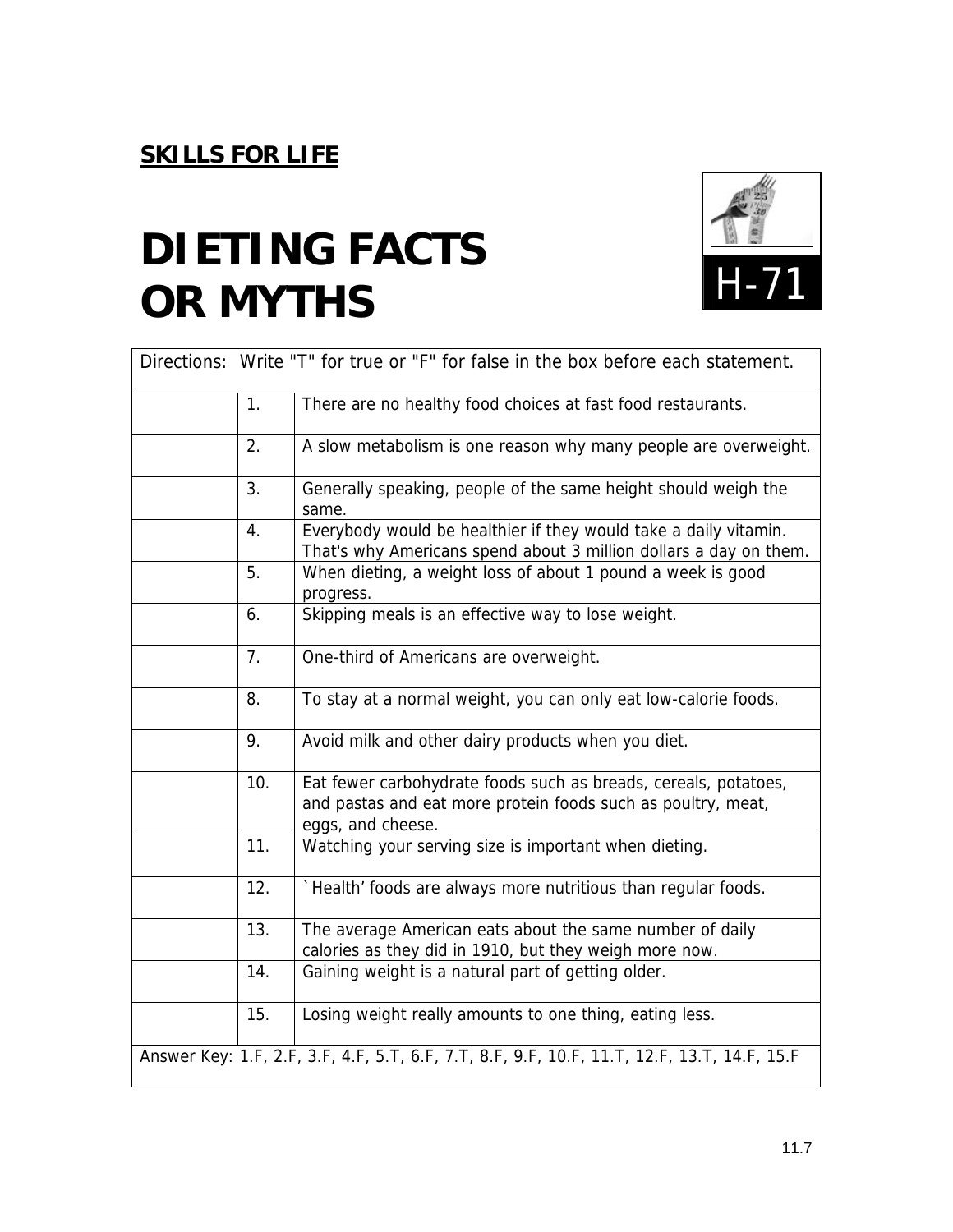**SKILLS FOR LIFE**

# DIETING FACTS OR MYTHS

H-71

| Directions: Write "T" for true or "F" for false in the box before each statement. | | |
|---|---|---|
| | 1. | There are no healthy food choices at fast food restaurants. |
| | 2. | A slow metabolism is one reason why many people are overweight. |
| | 3. | Generally speaking, people of the same height should weigh the same. |
| | 4. | Everybody would be healthier if they would take a daily vitamin. That's why Americans spend about 3 million dollars a day on them. |
| | 5. | When dieting, a weight loss of about 1 pound a week is good progress. |
| | 6. | Skipping meals is an effective way to lose weight. |
| | 7. | One-third of Americans are overweight. |
| | 8. | To stay at a normal weight, you can only eat low-calorie foods. |
| | 9. | Avoid milk and other dairy products when you diet. |
| | 10. | Eat fewer carbohydrate foods such as breads, cereals, potatoes, and pastas and eat more protein foods such as poultry, meat, eggs, and cheese. |
| | 11. | Watching your serving size is important when dieting. |
| | 12. | `Health' foods are always more nutritious than regular foods. |
| | 13. | The average American eats about the same number of daily calories as they did in 1910, but they weigh more now. |
| | 14. | Gaining weight is a natural part of getting older. |
| | 15. | Losing weight really amounts to one thing, eating less. |

Answer Key: 1.F, 2.F, 3.F, 4.F, 5.T, 6.F, 7.T, 8.F, 9.F, 10.F, 11.T, 12.F, 13.T, 14.F, 15.F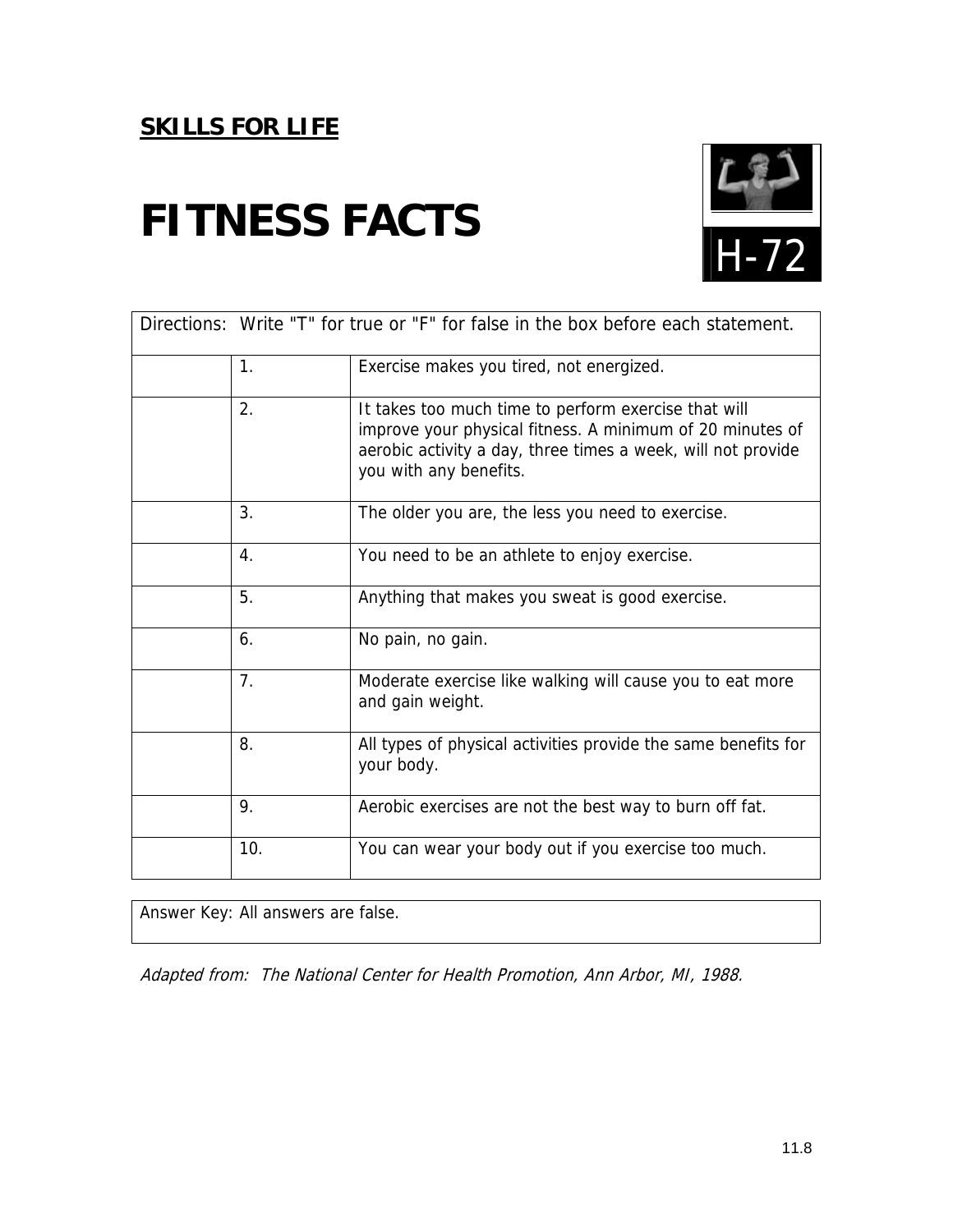**SKILLS FOR LIFE**

# FITNESS FACTS

H-72

| Directions: Write "T" for true or "F" for false in the box before each statement. | | |
|---|---|---|
| | 1. | Exercise makes you tired, not energized. |
| | 2. | It takes too much time to perform exercise that will improve your physical fitness. A minimum of 20 minutes of aerobic activity a day, three times a week, will not provide you with any benefits. |
| | 3. | The older you are, the less you need to exercise. |
| | 4. | You need to be an athlete to enjoy exercise. |
| | 5. | Anything that makes you sweat is good exercise. |
| | 6. | No pain, no gain. |
| | 7. | Moderate exercise like walking will cause you to eat more and gain weight. |
| | 8. | All types of physical activities provide the same benefits for your body. |
| | 9. | Aerobic exercises are not the best way to burn off fat. |
| | 10. | You can wear your body out if you exercise too much. |

Answer Key: All answers are false.

*Adapted from: The National Center for Health Promotion, Ann Arbor, MI, 1988.*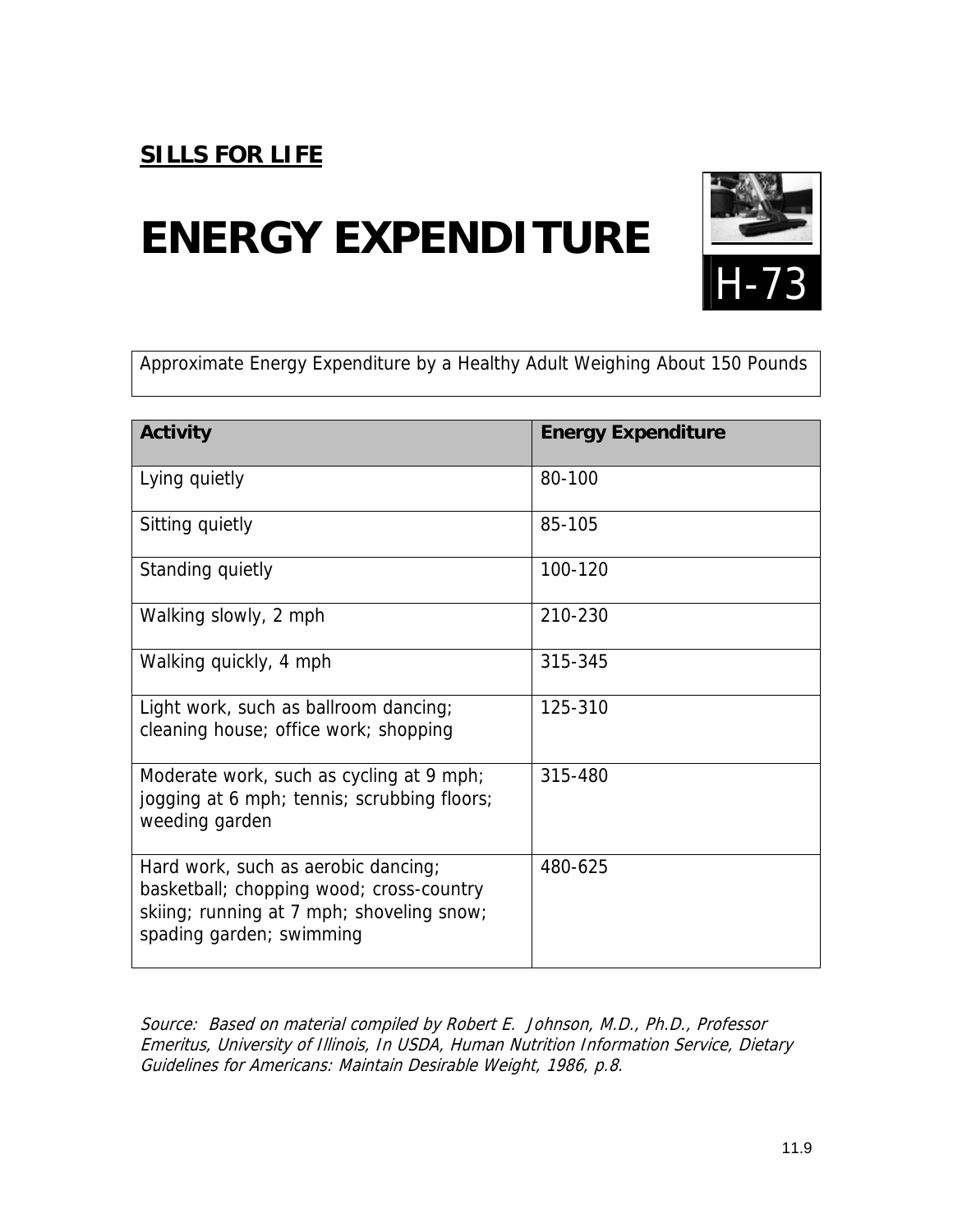**SILLS FOR LIFE**

# ENERGY EXPENDITURE

H-73

Approximate Energy Expenditure by a Healthy Adult Weighing About 150 Pounds

| Activity | Energy Expenditure |
|---|---|
| Lying quietly | 80-100 |
| Sitting quietly | 85-105 |
| Standing quietly | 100-120 |
| Walking slowly, 2 mph | 210-230 |
| Walking quickly, 4 mph | 315-345 |
| Light work, such as ballroom dancing; cleaning house; office work; shopping | 125-310 |
| Moderate work, such as cycling at 9 mph; jogging at 6 mph; tennis; scrubbing floors; weeding garden | 315-480 |
| Hard work, such as aerobic dancing; basketball; chopping wood; cross-country skiing; running at 7 mph; shoveling snow; spading garden; swimming | 480-625 |

*Source: Based on material compiled by Robert E. Johnson, M.D., Ph.D., Professor Emeritus, University of Illinois, In USDA, Human Nutrition Information Service, Dietary Guidelines for Americans: Maintain Desirable Weight, 1986, p.8.*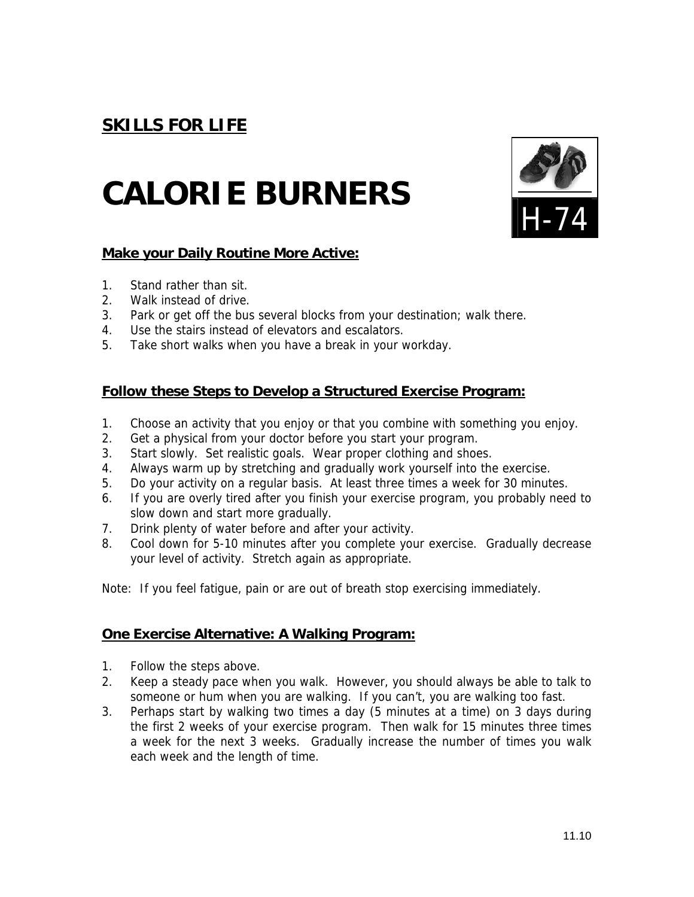**SKILLS FOR LIFE**

# CALORIE BURNERS

H-74

## Make your Daily Routine More Active:

1. Stand rather than sit.
2. Walk instead of drive.
3. Park or get off the bus several blocks from your destination; walk there.
4. Use the stairs instead of elevators and escalators.
5. Take short walks when you have a break in your workday.

## Follow these Steps to Develop a Structured Exercise Program:

1. Choose an activity that you enjoy or that you combine with something you enjoy.
2. Get a physical from your doctor before you start your program.
3. Start slowly. Set realistic goals. Wear proper clothing and shoes.
4. Always warm up by stretching and gradually work yourself into the exercise.
5. Do your activity on a regular basis. At least three times a week for 30 minutes.
6. If you are overly tired after you finish your exercise program, you probably need to slow down and start more gradually.
7. Drink plenty of water before and after your activity.
8. Cool down for 5-10 minutes after you complete your exercise. Gradually decrease your level of activity. Stretch again as appropriate.

Note: If you feel fatigue, pain or are out of breath stop exercising immediately.

## One Exercise Alternative: A Walking Program:

1. Follow the steps above.
2. Keep a steady pace when you walk. However, you should always be able to talk to someone or hum when you are walking. If you can't, you are walking too fast.
3. Perhaps start by walking two times a day (5 minutes at a time) on 3 days during the first 2 weeks of your exercise program. Then walk for 15 minutes three times a week for the next 3 weeks. Gradually increase the number of times you walk each week and the length of time.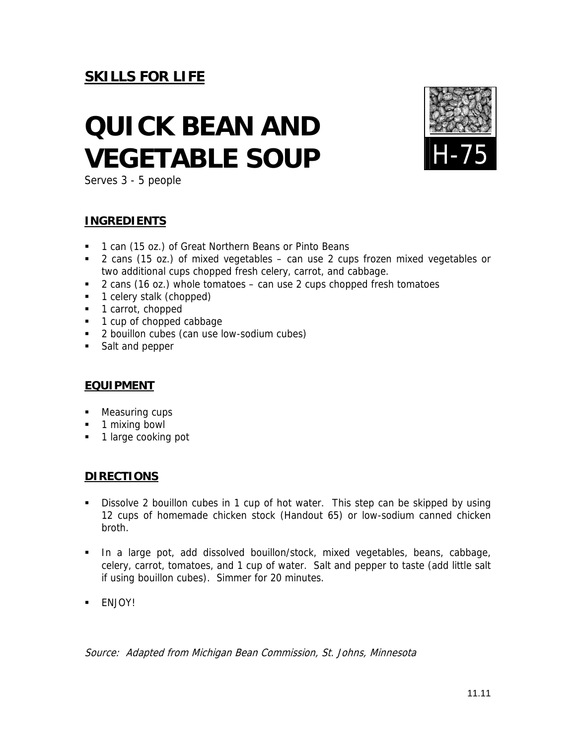**SKILLS FOR LIFE**

# QUICK BEAN AND VEGETABLE SOUP

H-75

Serves 3 - 5 people

## INGREDIENTS

- 1 can (15 oz.) of Great Northern Beans or Pinto Beans
- 2 cans (15 oz.) of mixed vegetables – can use 2 cups frozen mixed vegetables or two additional cups chopped fresh celery, carrot, and cabbage.
- 2 cans (16 oz.) whole tomatoes – can use 2 cups chopped fresh tomatoes
- 1 celery stalk (chopped)
- 1 carrot, chopped
- 1 cup of chopped cabbage
- 2 bouillon cubes (can use low-sodium cubes)
- Salt and pepper

## EQUIPMENT

- Measuring cups
- 1 mixing bowl
- 1 large cooking pot

## DIRECTIONS

- Dissolve 2 bouillon cubes in 1 cup of hot water. This step can be skipped by using 12 cups of homemade chicken stock (Handout 65) or low-sodium canned chicken broth.

- In a large pot, add dissolved bouillon/stock, mixed vegetables, beans, cabbage, celery, carrot, tomatoes, and 1 cup of water. Salt and pepper to taste (add little salt if using bouillon cubes). Simmer for 20 minutes.

- ENJOY!

*Source: Adapted from Michigan Bean Commission, St. Johns, Minnesota*